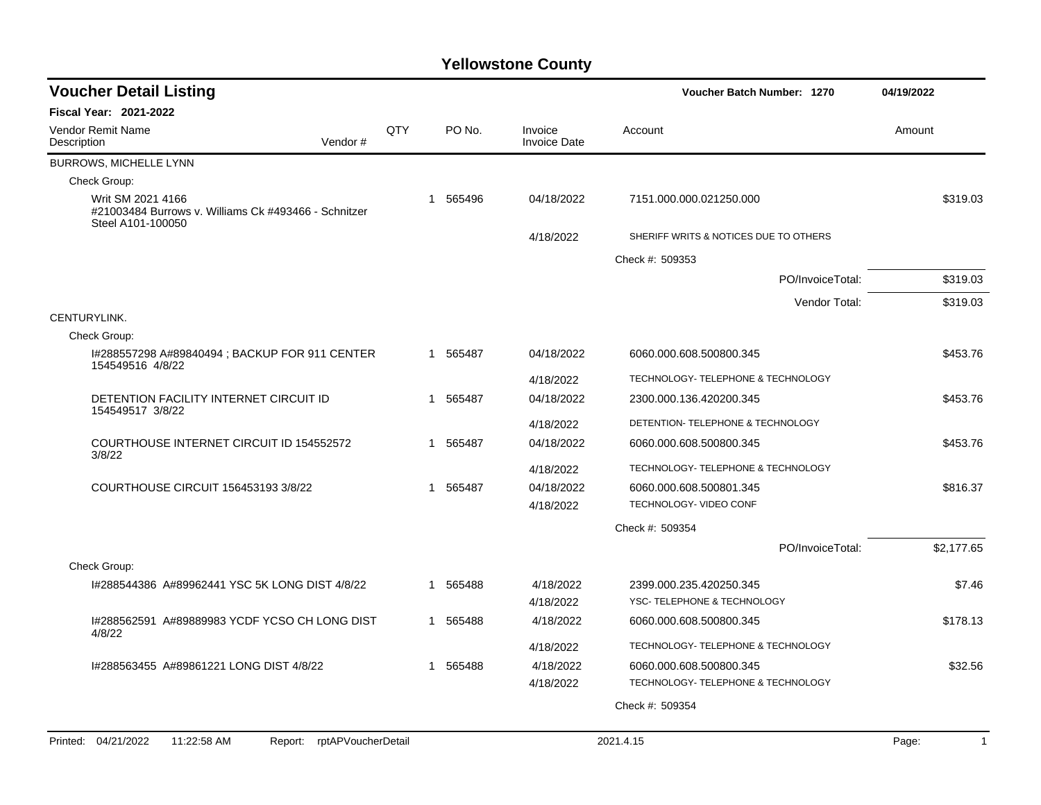# Yellowstone County

## Voucher Detail Listing

**Voucher Batch Number: 1270** 04/19/2022

**Fiscal Year: 2021-2022**

| Vendor Remit Name / Description | Vendor # | QTY | PO No. | Invoice / Invoice Date | Account | Amount |
|---|---|---|---|---|---|---|
| **BURROWS, MICHELLE LYNN** | | | | | | |
| Check Group: | | | | | | |
| Writ SM 2021 4166 #21003484 Burrows v. Williams Ck #493466 - Schnitzer Steel A101-100050 | | 1 | 565496 | 04/18/2022 | 7151.000.000.021250.000 | $319.03 |
| | | | | 4/18/2022 | SHERIFF WRITS & NOTICES DUE TO OTHERS | |
| | | | | | Check #: 509353 | |
| | | | | | PO/InvoiceTotal: | $319.03 |
| | | | | | Vendor Total: | $319.03 |
| **CENTURYLINK.** | | | | | | |
| Check Group: | | | | | | |
| I#288557298 A#89840494 ; BACKUP FOR 911 CENTER 154549516 4/8/22 | | 1 | 565487 | 04/18/2022 | 6060.000.608.500800.345 | $453.76 |
| | | | | 4/18/2022 | TECHNOLOGY- TELEPHONE & TECHNOLOGY | |
| DETENTION FACILITY INTERNET CIRCUIT ID 154549517 3/8/22 | | 1 | 565487 | 04/18/2022 | 2300.000.136.420200.345 | $453.76 |
| | | | | 4/18/2022 | DETENTION- TELEPHONE & TECHNOLOGY | |
| COURTHOUSE INTERNET CIRCUIT ID 154552572 3/8/22 | | 1 | 565487 | 04/18/2022 | 6060.000.608.500800.345 | $453.76 |
| | | | | 4/18/2022 | TECHNOLOGY- TELEPHONE & TECHNOLOGY | |
| COURTHOUSE CIRCUIT 156453193 3/8/22 | | 1 | 565487 | 04/18/2022 | 6060.000.608.500801.345 | $816.37 |
| | | | | 4/18/2022 | TECHNOLOGY- VIDEO CONF | |
| | | | | | Check #: 509354 | |
| | | | | | PO/InvoiceTotal: | $2,177.65 |
| Check Group: | | | | | | |
| I#288544386 A#89962441 YSC 5K LONG DIST 4/8/22 | | 1 | 565488 | 4/18/2022 | 2399.000.235.420250.345 | $7.46 |
| | | | | 4/18/2022 | YSC- TELEPHONE & TECHNOLOGY | |
| I#288562591 A#89889983 YCDF YCSO CH LONG DIST 4/8/22 | | 1 | 565488 | 4/18/2022 | 6060.000.608.500800.345 | $178.13 |
| | | | | 4/18/2022 | TECHNOLOGY- TELEPHONE & TECHNOLOGY | |
| I#288563455 A#89861221 LONG DIST 4/8/22 | | 1 | 565488 | 4/18/2022 | 6060.000.608.500800.345 | $32.56 |
| | | | | 4/18/2022 | TECHNOLOGY- TELEPHONE & TECHNOLOGY | |
| | | | | | Check #: 509354 | |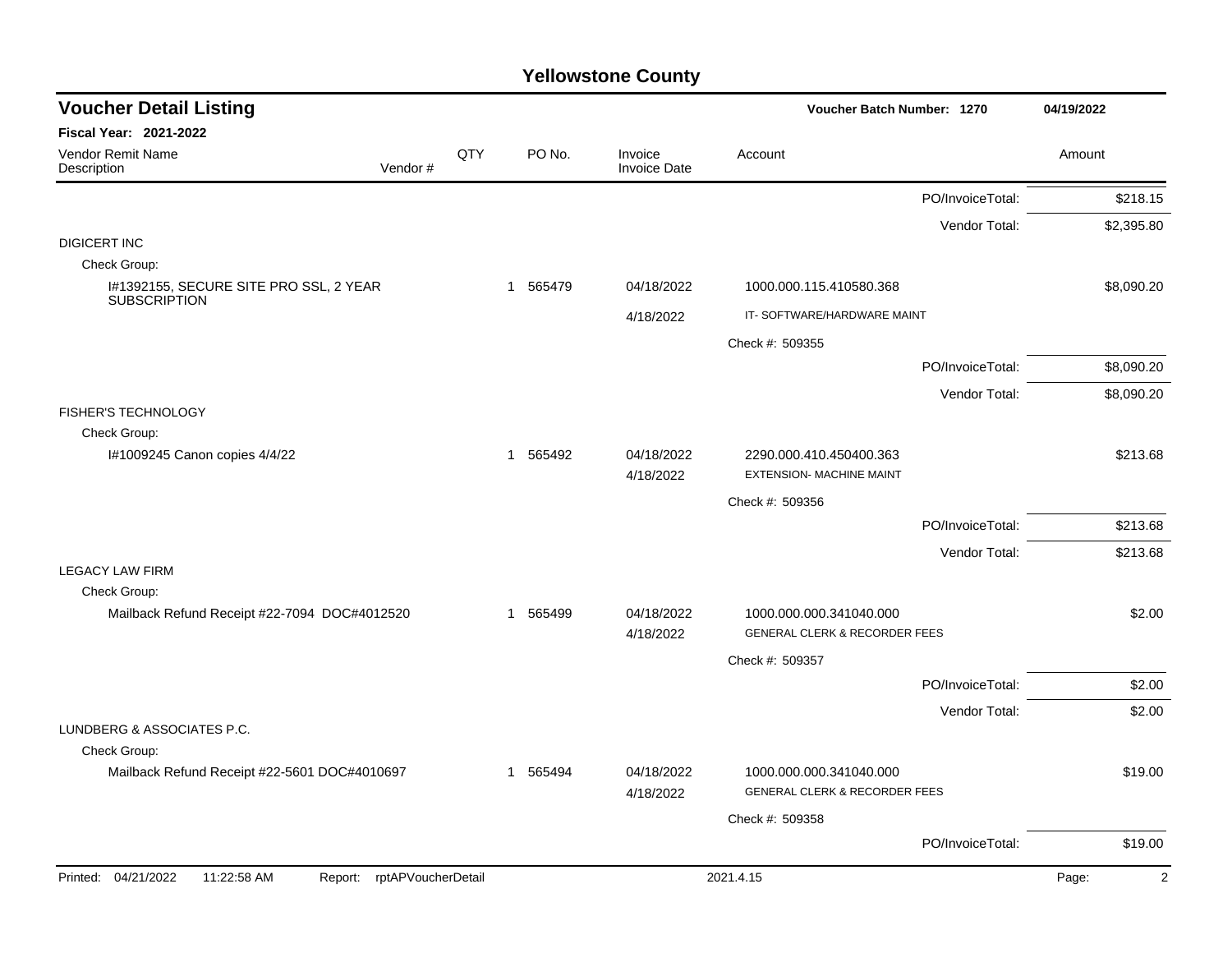## Yellowstone County

### Voucher Detail Listing

**Voucher Batch Number: 1270** — 04/19/2022

**Fiscal Year: 2021-2022**

| Vendor Remit Name / Description | Vendor # | QTY | PO No. | Invoice / Invoice Date | Account | Amount |
|---|---|---|---|---|---|---|
| | | | | | PO/InvoiceTotal: | $218.15 |
| | | | | | Vendor Total: | $2,395.80 |
| DIGICERT INC | | | | | | |
| Check Group: | | | | | | |
| I#1392155, SECURE SITE PRO SSL, 2 YEAR SUBSCRIPTION | | 1 | 565479 | 04/18/2022<br>4/18/2022 | 1000.000.115.410580.368<br>IT- SOFTWARE/HARDWARE MAINT | $8,090.20 |
| | | | | | Check #: 509355 | |
| | | | | | PO/InvoiceTotal: | $8,090.20 |
| | | | | | Vendor Total: | $8,090.20 |
| FISHER'S TECHNOLOGY | | | | | | |
| Check Group: | | | | | | |
| I#1009245 Canon copies 4/4/22 | | 1 | 565492 | 04/18/2022<br>4/18/2022 | 2290.000.410.450400.363<br>EXTENSION- MACHINE MAINT | $213.68 |
| | | | | | Check #: 509356 | |
| | | | | | PO/InvoiceTotal: | $213.68 |
| | | | | | Vendor Total: | $213.68 |
| LEGACY LAW FIRM | | | | | | |
| Check Group: | | | | | | |
| Mailback Refund Receipt #22-7094 DOC#4012520 | | 1 | 565499 | 04/18/2022<br>4/18/2022 | 1000.000.000.341040.000<br>GENERAL CLERK & RECORDER FEES | $2.00 |
| | | | | | Check #: 509357 | |
| | | | | | PO/InvoiceTotal: | $2.00 |
| | | | | | Vendor Total: | $2.00 |
| LUNDBERG & ASSOCIATES P.C. | | | | | | |
| Check Group: | | | | | | |
| Mailback Refund Receipt #22-5601 DOC#4010697 | | 1 | 565494 | 04/18/2022<br>4/18/2022 | 1000.000.000.341040.000<br>GENERAL CLERK & RECORDER FEES | $19.00 |
| | | | | | Check #: 509358 | |
| | | | | | PO/InvoiceTotal: | $19.00 |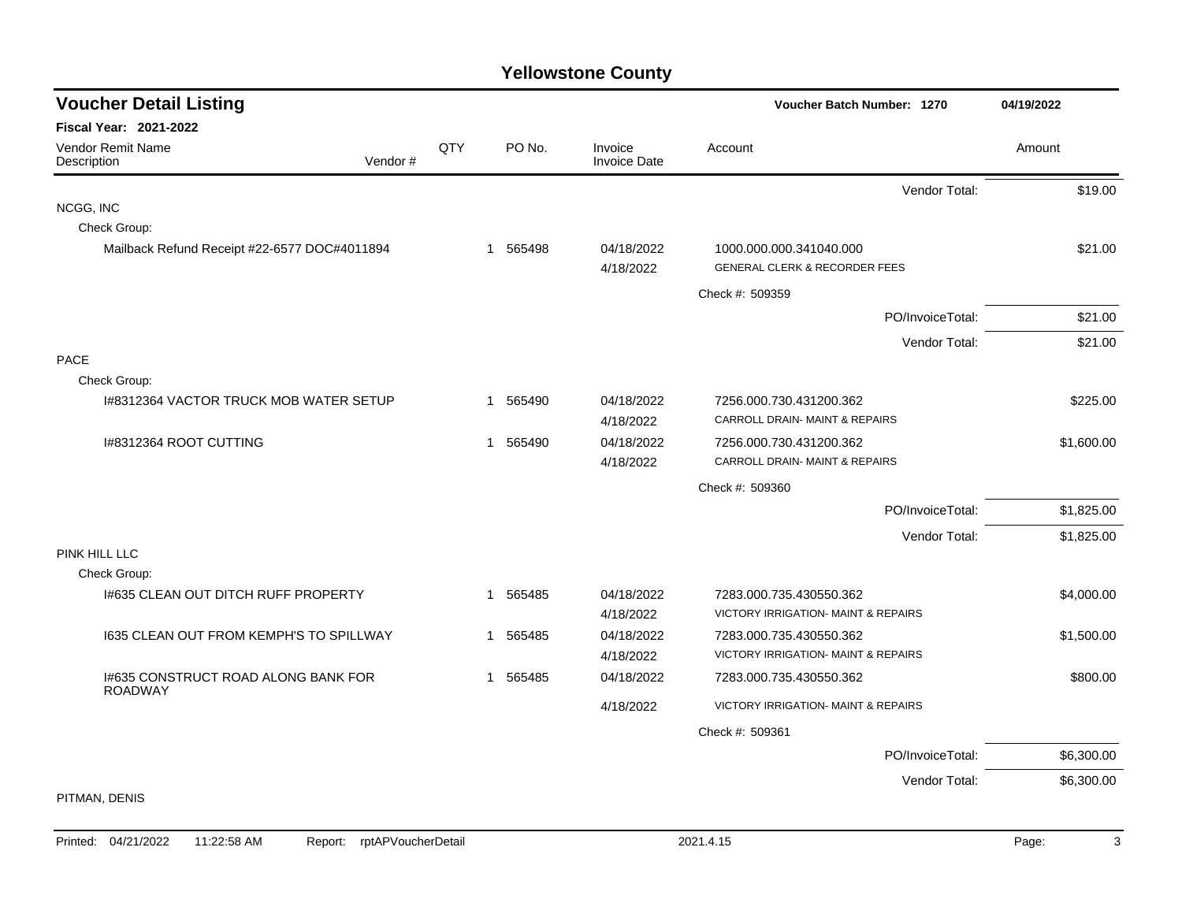# Yellowstone County

## Voucher Detail Listing

**Voucher Batch Number: 1270** — 04/19/2022

**Fiscal Year: 2021-2022**

| Vendor Remit Name / Description | Vendor # | QTY | PO No. | Invoice / Invoice Date | Account | Amount |
|---|---|---|---|---|---|---|
| | | | | | Vendor Total: | $19.00 |
| **NCGG, INC** | | | | | | |
| Check Group: | | | | | | |
| Mailback Refund Receipt #22-6577 DOC#4011894 | | 1 | 565498 | 04/18/2022<br>4/18/2022 | 1000.000.000.341040.000<br>GENERAL CLERK & RECORDER FEES | $21.00 |
| | | | | | Check #: 509359 | |
| | | | | | PO/InvoiceTotal: | $21.00 |
| | | | | | Vendor Total: | $21.00 |
| **PACE** | | | | | | |
| Check Group: | | | | | | |
| I#8312364 VACTOR TRUCK MOB WATER SETUP | | 1 | 565490 | 04/18/2022<br>4/18/2022 | 7256.000.730.431200.362<br>CARROLL DRAIN- MAINT & REPAIRS | $225.00 |
| I#8312364 ROOT CUTTING | | 1 | 565490 | 04/18/2022<br>4/18/2022 | 7256.000.730.431200.362<br>CARROLL DRAIN- MAINT & REPAIRS | $1,600.00 |
| | | | | | Check #: 509360 | |
| | | | | | PO/InvoiceTotal: | $1,825.00 |
| | | | | | Vendor Total: | $1,825.00 |
| **PINK HILL LLC** | | | | | | |
| Check Group: | | | | | | |
| I#635 CLEAN OUT DITCH RUFF PROPERTY | | 1 | 565485 | 04/18/2022<br>4/18/2022 | 7283.000.735.430550.362<br>VICTORY IRRIGATION- MAINT & REPAIRS | $4,000.00 |
| I635 CLEAN OUT FROM KEMPH'S TO SPILLWAY | | 1 | 565485 | 04/18/2022<br>4/18/2022 | 7283.000.735.430550.362<br>VICTORY IRRIGATION- MAINT & REPAIRS | $1,500.00 |
| I#635 CONSTRUCT ROAD ALONG BANK FOR ROADWAY | | 1 | 565485 | 04/18/2022<br>4/18/2022 | 7283.000.735.430550.362<br>VICTORY IRRIGATION- MAINT & REPAIRS | $800.00 |
| | | | | | Check #: 509361 | |
| | | | | | PO/InvoiceTotal: | $6,300.00 |
| | | | | | Vendor Total: | $6,300.00 |
| **PITMAN, DENIS** | | | | | | |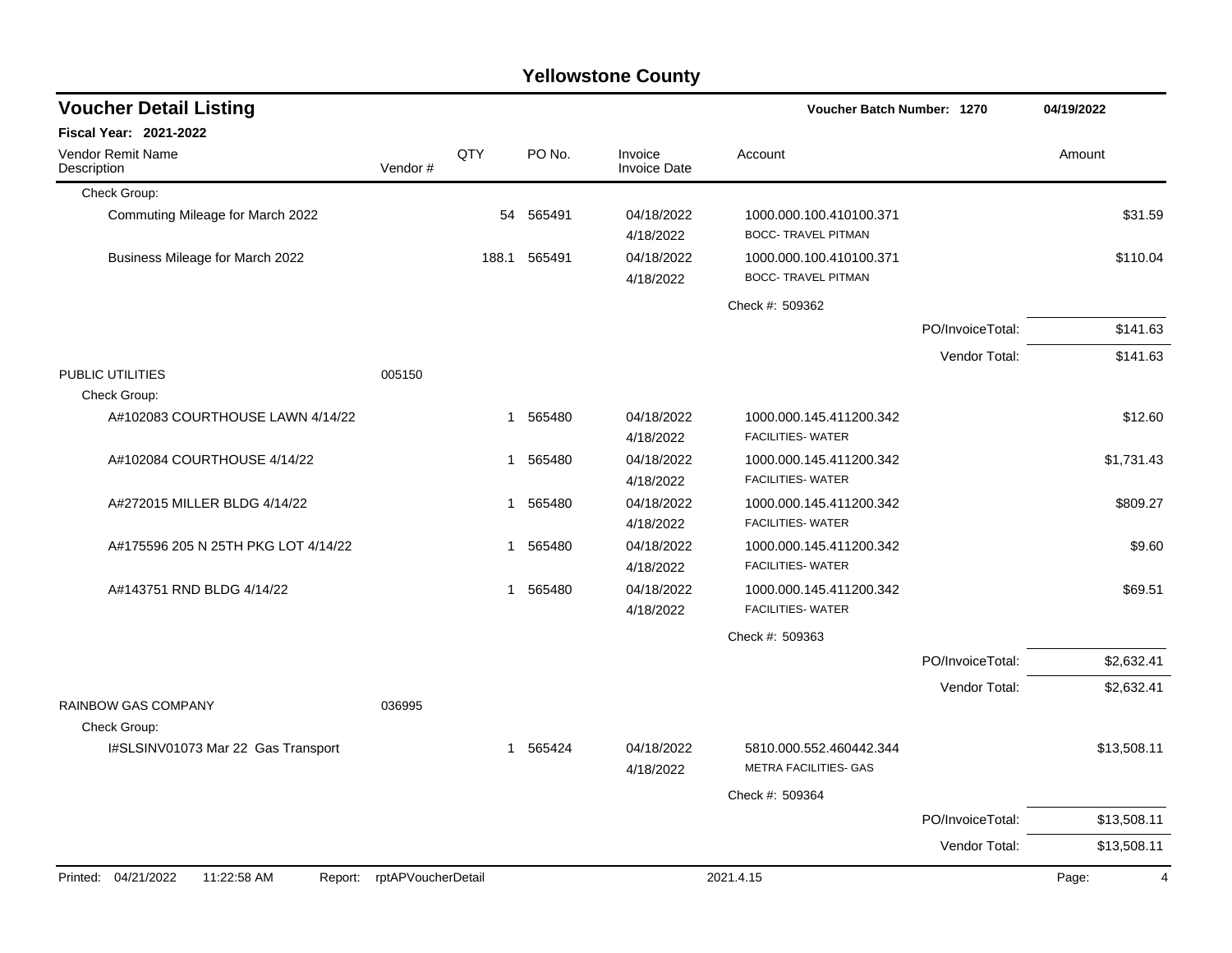# Yellowstone County

## Voucher Detail Listing

Voucher Batch Number: 1270 — 04/19/2022

**Fiscal Year: 2021-2022**

| Vendor Remit Name / Description | Vendor # | QTY | PO No. | Invoice / Invoice Date | Account | | Amount |
|---|---|---|---|---|---|---|---|
| Check Group: | | | | | | | |
| Commuting Mileage for March 2022 | | 54 | 565491 | 04/18/2022 4/18/2022 | 1000.000.100.410100.371 BOCC- TRAVEL PITMAN | | $31.59 |
| Business Mileage for March 2022 | | 188.1 | 565491 | 04/18/2022 4/18/2022 | 1000.000.100.410100.371 BOCC- TRAVEL PITMAN | | $110.04 |
| | | | | | Check #: 509362 | | |
| | | | | | | PO/InvoiceTotal: | $141.63 |
| | | | | | | Vendor Total: | $141.63 |
| PUBLIC UTILITIES | 005150 | | | | | | |
| Check Group: | | | | | | | |
| A#102083 COURTHOUSE LAWN 4/14/22 | | 1 | 565480 | 04/18/2022 4/18/2022 | 1000.000.145.411200.342 FACILITIES- WATER | | $12.60 |
| A#102084 COURTHOUSE 4/14/22 | | 1 | 565480 | 04/18/2022 4/18/2022 | 1000.000.145.411200.342 FACILITIES- WATER | | $1,731.43 |
| A#272015 MILLER BLDG 4/14/22 | | 1 | 565480 | 04/18/2022 4/18/2022 | 1000.000.145.411200.342 FACILITIES- WATER | | $809.27 |
| A#175596 205 N 25TH PKG LOT 4/14/22 | | 1 | 565480 | 04/18/2022 4/18/2022 | 1000.000.145.411200.342 FACILITIES- WATER | | $9.60 |
| A#143751 RND BLDG 4/14/22 | | 1 | 565480 | 04/18/2022 4/18/2022 | 1000.000.145.411200.342 FACILITIES- WATER | | $69.51 |
| | | | | | Check #: 509363 | | |
| | | | | | | PO/InvoiceTotal: | $2,632.41 |
| | | | | | | Vendor Total: | $2,632.41 |
| RAINBOW GAS COMPANY | 036995 | | | | | | |
| Check Group: | | | | | | | |
| I#SLSINV01073 Mar 22 Gas Transport | | 1 | 565424 | 04/18/2022 4/18/2022 | 5810.000.552.460442.344 METRA FACILITIES- GAS | | $13,508.11 |
| | | | | | Check #: 509364 | | |
| | | | | | | PO/InvoiceTotal: | $13,508.11 |
| | | | | | | Vendor Total: | $13,508.11 |

Printed: 04/21/2022 11:22:58 AM Report: rptAPVoucherDetail 2021.4.15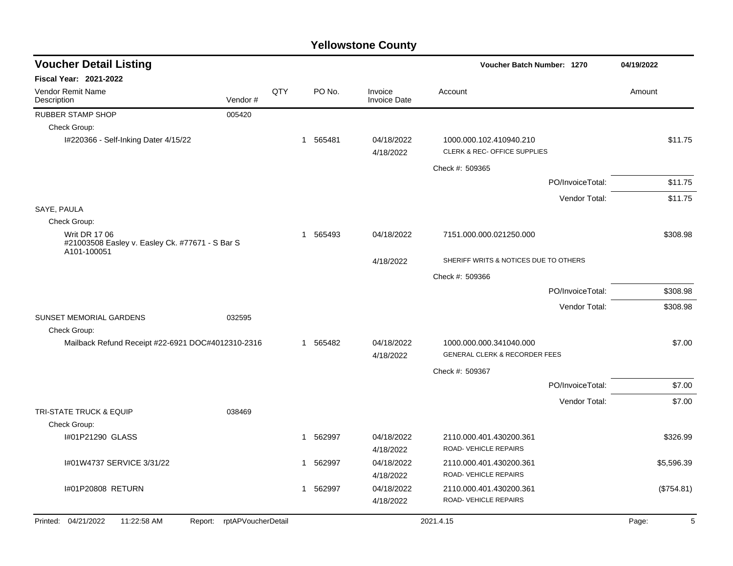# Yellowstone County

## Voucher Detail Listing

**Voucher Batch Number: 1270** — 04/19/2022

**Fiscal Year: 2021-2022**

| Vendor Remit Name / Description | Vendor # | QTY | PO No. | Invoice / Invoice Date | Account | Amount |
|---|---|---|---|---|---|---|
| RUBBER STAMP SHOP | 005420 | | | | | |
| Check Group: | | | | | | |
| I#220366 - Self-Inking Dater 4/15/22 | | 1 | 565481 | 04/18/2022 | 1000.000.102.410940.210 | $11.75 |
| | | | | 4/18/2022 | CLERK & REC- OFFICE SUPPLIES | |
| | | | | | Check #: 509365 | |
| | | | | | PO/InvoiceTotal: | $11.75 |
| | | | | | Vendor Total: | $11.75 |
| SAYE, PAULA | | | | | | |
| Check Group: | | | | | | |
| Writ DR 17 06 #21003508 Easley v. Easley Ck. #77671 - S Bar S A101-100051 | | 1 | 565493 | 04/18/2022 | 7151.000.000.021250.000 | $308.98 |
| | | | | 4/18/2022 | SHERIFF WRITS & NOTICES DUE TO OTHERS | |
| | | | | | Check #: 509366 | |
| | | | | | PO/InvoiceTotal: | $308.98 |
| | | | | | Vendor Total: | $308.98 |
| SUNSET MEMORIAL GARDENS | 032595 | | | | | |
| Check Group: | | | | | | |
| Mailback Refund Receipt #22-6921 DOC#4012310-2316 | | 1 | 565482 | 04/18/2022 | 1000.000.000.341040.000 | $7.00 |
| | | | | 4/18/2022 | GENERAL CLERK & RECORDER FEES | |
| | | | | | Check #: 509367 | |
| | | | | | PO/InvoiceTotal: | $7.00 |
| | | | | | Vendor Total: | $7.00 |
| TRI-STATE TRUCK & EQUIP | 038469 | | | | | |
| Check Group: | | | | | | |
| I#01P21290 GLASS | | 1 | 562997 | 04/18/2022 | 2110.000.401.430200.361 | $326.99 |
| | | | | 4/18/2022 | ROAD- VEHICLE REPAIRS | |
| I#01W4737 SERVICE 3/31/22 | | 1 | 562997 | 04/18/2022 | 2110.000.401.430200.361 | $5,596.39 |
| | | | | 4/18/2022 | ROAD- VEHICLE REPAIRS | |
| I#01P20808 RETURN | | 1 | 562997 | 04/18/2022 | 2110.000.401.430200.361 | ($754.81) |
| | | | | 4/18/2022 | ROAD- VEHICLE REPAIRS | |

Printed: 04/21/2022 11:22:58 AM Report: rptAPVoucherDetail 2021.4.15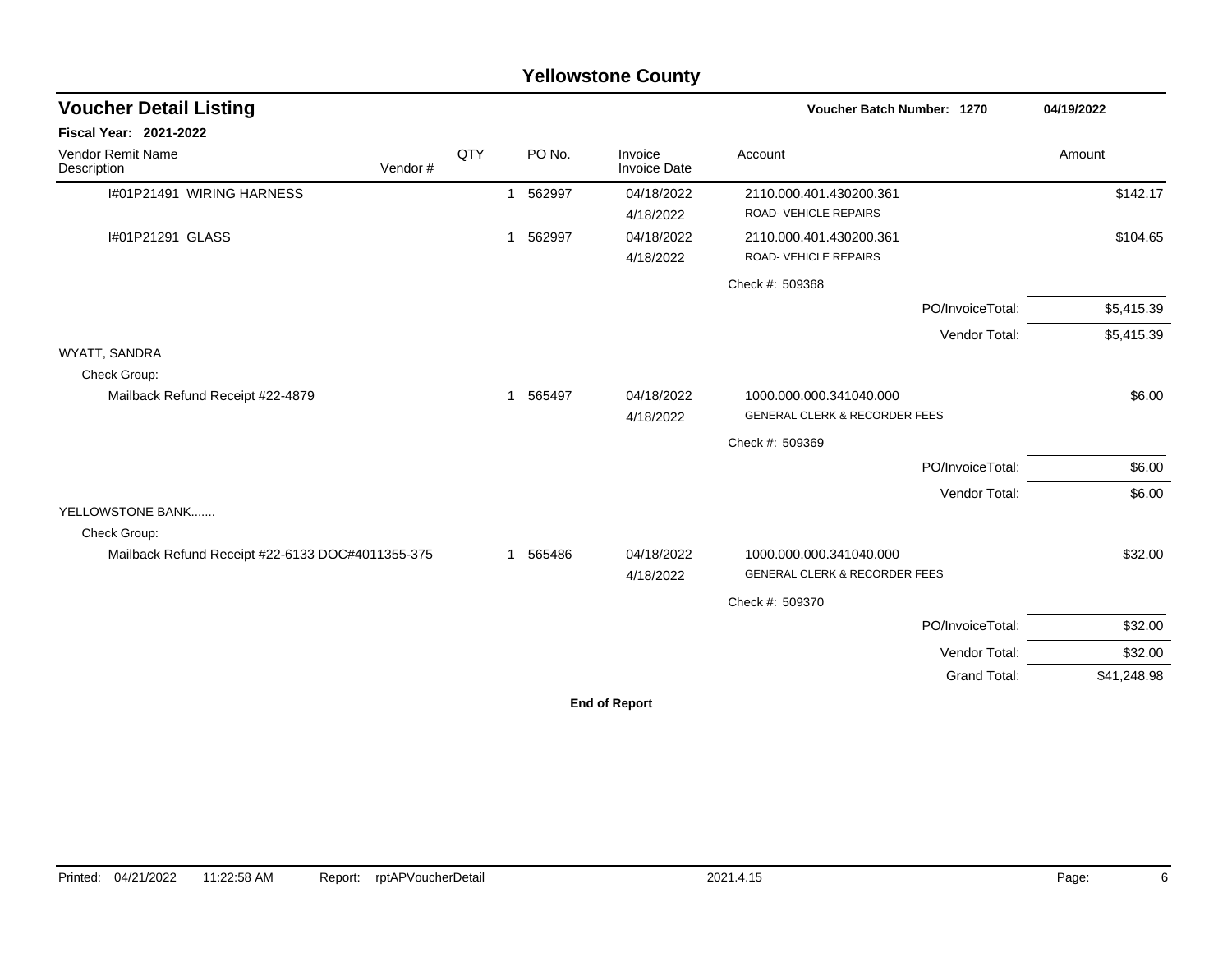# Yellowstone County

## Voucher Detail Listing

**Voucher Batch Number: 1270** | **04/19/2022**

**Fiscal Year: 2021-2022**

| Vendor Remit Name / Description | Vendor # | QTY | PO No. | Invoice / Invoice Date | Account | Amount |
|---|---|---|---|---|---|---|
| I#01P21491 WIRING HARNESS | | 1 | 562997 | 04/18/2022 4/18/2022 | 2110.000.401.430200.361 ROAD- VEHICLE REPAIRS | $142.17 |
| I#01P21291 GLASS | | 1 | 562997 | 04/18/2022 4/18/2022 | 2110.000.401.430200.361 ROAD- VEHICLE REPAIRS | $104.65 |
| | | | | | Check #: 509368 | |
| | | | | | PO/InvoiceTotal: | $5,415.39 |
| | | | | | Vendor Total: | $5,415.39 |
| WYATT, SANDRA | | | | | | |
| Check Group: | | | | | | |
| Mailback Refund Receipt #22-4879 | | 1 | 565497 | 04/18/2022 4/18/2022 | 1000.000.000.341040.000 GENERAL CLERK & RECORDER FEES | $6.00 |
| | | | | | Check #: 509369 | |
| | | | | | PO/InvoiceTotal: | $6.00 |
| | | | | | Vendor Total: | $6.00 |
| YELLOWSTONE BANK....... | | | | | | |
| Check Group: | | | | | | |
| Mailback Refund Receipt #22-6133 DOC#4011355-375 | | 1 | 565486 | 04/18/2022 4/18/2022 | 1000.000.000.341040.000 GENERAL CLERK & RECORDER FEES | $32.00 |
| | | | | | Check #: 509370 | |
| | | | | | PO/InvoiceTotal: | $32.00 |
| | | | | | Vendor Total: | $32.00 |
| | | | | | Grand Total: | $41,248.98 |

**End of Report**